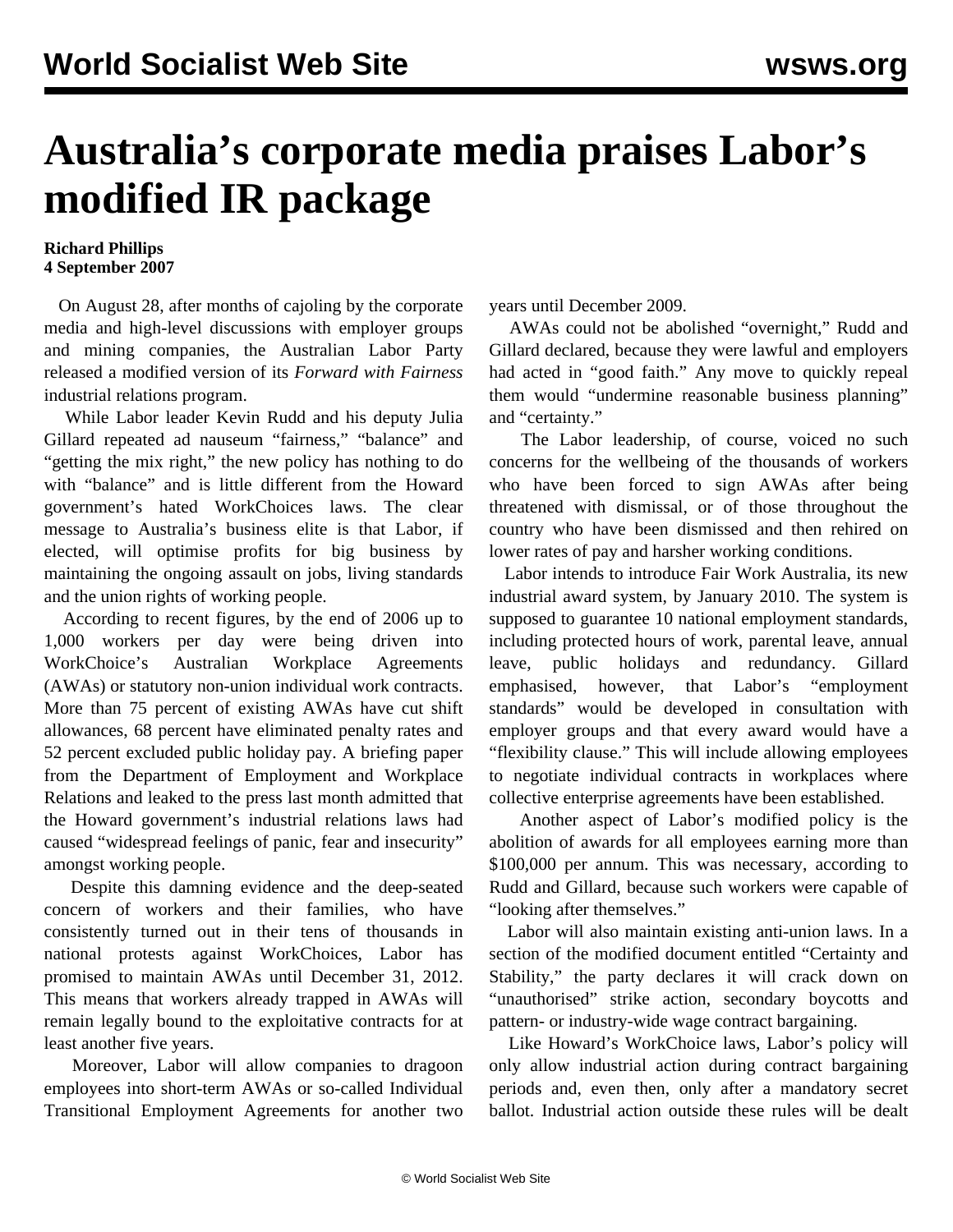# Australia's corporate media praises Labor's modified IR package

**Richard Phillips**
**4 September 2007**

On August 28, after months of cajoling by the corporate media and high-level discussions with employer groups and mining companies, the Australian Labor Party released a modified version of its *Forward with Fairness* industrial relations program.

While Labor leader Kevin Rudd and his deputy Julia Gillard repeated ad nauseum "fairness," "balance" and "getting the mix right," the new policy has nothing to do with "balance" and is little different from the Howard government's hated WorkChoices laws. The clear message to Australia's business elite is that Labor, if elected, will optimise profits for big business by maintaining the ongoing assault on jobs, living standards and the union rights of working people.

According to recent figures, by the end of 2006 up to 1,000 workers per day were being driven into WorkChoice's Australian Workplace Agreements (AWAs) or statutory non-union individual work contracts. More than 75 percent of existing AWAs have cut shift allowances, 68 percent have eliminated penalty rates and 52 percent excluded public holiday pay. A briefing paper from the Department of Employment and Workplace Relations and leaked to the press last month admitted that the Howard government's industrial relations laws had caused "widespread feelings of panic, fear and insecurity" amongst working people.

Despite this damning evidence and the deep-seated concern of workers and their families, who have consistently turned out in their tens of thousands in national protests against WorkChoices, Labor has promised to maintain AWAs until December 31, 2012. This means that workers already trapped in AWAs will remain legally bound to the exploitative contracts for at least another five years.

Moreover, Labor will allow companies to dragoon employees into short-term AWAs or so-called Individual Transitional Employment Agreements for another two years until December 2009.

AWAs could not be abolished "overnight," Rudd and Gillard declared, because they were lawful and employers had acted in "good faith." Any move to quickly repeal them would "undermine reasonable business planning" and "certainty."

The Labor leadership, of course, voiced no such concerns for the wellbeing of the thousands of workers who have been forced to sign AWAs after being threatened with dismissal, or of those throughout the country who have been dismissed and then rehired on lower rates of pay and harsher working conditions.

Labor intends to introduce Fair Work Australia, its new industrial award system, by January 2010. The system is supposed to guarantee 10 national employment standards, including protected hours of work, parental leave, annual leave, public holidays and redundancy. Gillard emphasised, however, that Labor's "employment standards" would be developed in consultation with employer groups and that every award would have a "flexibility clause." This will include allowing employees to negotiate individual contracts in workplaces where collective enterprise agreements have been established.

Another aspect of Labor's modified policy is the abolition of awards for all employees earning more than $100,000 per annum. This was necessary, according to Rudd and Gillard, because such workers were capable of "looking after themselves."

Labor will also maintain existing anti-union laws. In a section of the modified document entitled "Certainty and Stability," the party declares it will crack down on "unauthorised" strike action, secondary boycotts and pattern- or industry-wide wage contract bargaining.

Like Howard's WorkChoice laws, Labor's policy will only allow industrial action during contract bargaining periods and, even then, only after a mandatory secret ballot. Industrial action outside these rules will be dealt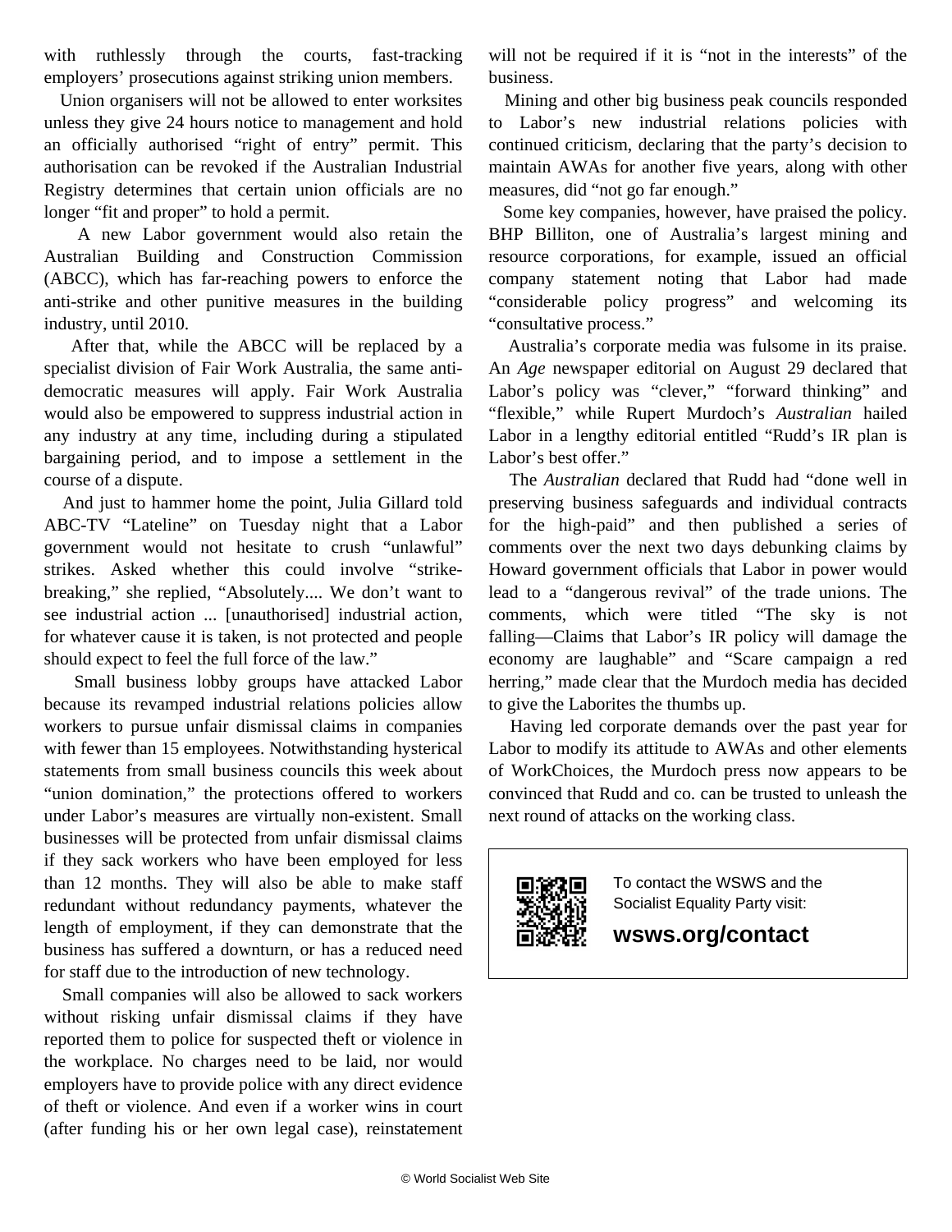with ruthlessly through the courts, fast-tracking employers' prosecutions against striking union members.

Union organisers will not be allowed to enter worksites unless they give 24 hours notice to management and hold an officially authorised "right of entry" permit. This authorisation can be revoked if the Australian Industrial Registry determines that certain union officials are no longer "fit and proper" to hold a permit.

A new Labor government would also retain the Australian Building and Construction Commission (ABCC), which has far-reaching powers to enforce the anti-strike and other punitive measures in the building industry, until 2010.

After that, while the ABCC will be replaced by a specialist division of Fair Work Australia, the same anti-democratic measures will apply. Fair Work Australia would also be empowered to suppress industrial action in any industry at any time, including during a stipulated bargaining period, and to impose a settlement in the course of a dispute.

And just to hammer home the point, Julia Gillard told ABC-TV "Lateline" on Tuesday night that a Labor government would not hesitate to crush "unlawful" strikes. Asked whether this could involve "strike-breaking," she replied, "Absolutely.... We don't want to see industrial action ... [unauthorised] industrial action, for whatever cause it is taken, is not protected and people should expect to feel the full force of the law."

Small business lobby groups have attacked Labor because its revamped industrial relations policies allow workers to pursue unfair dismissal claims in companies with fewer than 15 employees. Notwithstanding hysterical statements from small business councils this week about "union domination," the protections offered to workers under Labor's measures are virtually non-existent. Small businesses will be protected from unfair dismissal claims if they sack workers who have been employed for less than 12 months. They will also be able to make staff redundant without redundancy payments, whatever the length of employment, if they can demonstrate that the business has suffered a downturn, or has a reduced need for staff due to the introduction of new technology.

Small companies will also be allowed to sack workers without risking unfair dismissal claims if they have reported them to police for suspected theft or violence in the workplace. No charges need to be laid, nor would employers have to provide police with any direct evidence of theft or violence. And even if a worker wins in court (after funding his or her own legal case), reinstatement will not be required if it is "not in the interests" of the business.

Mining and other big business peak councils responded to Labor's new industrial relations policies with continued criticism, declaring that the party's decision to maintain AWAs for another five years, along with other measures, did "not go far enough."

Some key companies, however, have praised the policy. BHP Billiton, one of Australia's largest mining and resource corporations, for example, issued an official company statement noting that Labor had made "considerable policy progress" and welcoming its "consultative process."

Australia's corporate media was fulsome in its praise. An *Age* newspaper editorial on August 29 declared that Labor's policy was "clever," "forward thinking" and "flexible," while Rupert Murdoch's *Australian* hailed Labor in a lengthy editorial entitled "Rudd's IR plan is Labor's best offer."

The *Australian* declared that Rudd had "done well in preserving business safeguards and individual contracts for the high-paid" and then published a series of comments over the next two days debunking claims by Howard government officials that Labor in power would lead to a "dangerous revival" of the trade unions. The comments, which were titled "The sky is not falling—Claims that Labor's IR policy will damage the economy are laughable" and "Scare campaign a red herring," made clear that the Murdoch media has decided to give the Laborites the thumbs up.

Having led corporate demands over the past year for Labor to modify its attitude to AWAs and other elements of WorkChoices, the Murdoch press now appears to be convinced that Rudd and co. can be trusted to unleash the next round of attacks on the working class.

To contact the WSWS and the Socialist Equality Party visit:

**wsws.org/contact**